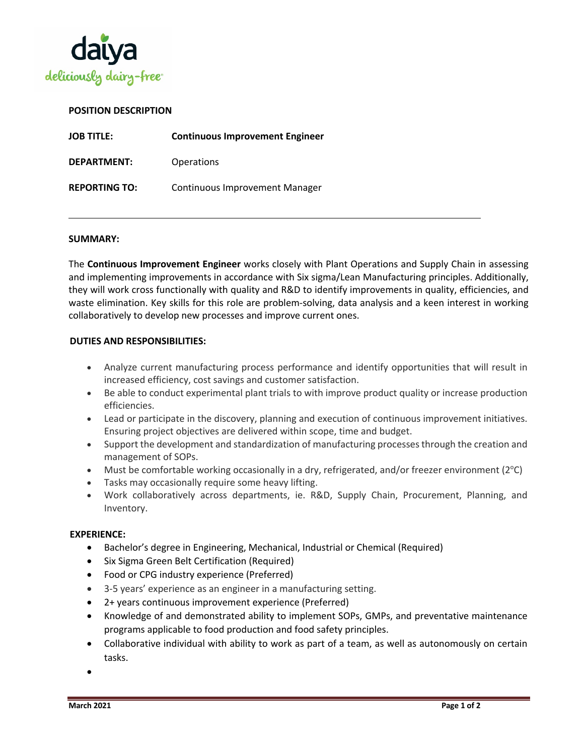daiya

deliciously dairy-free

**POSITION DESCRIPTION**

**JOB TITLE:** **Continuous Improvement Engineer**

**DEPARTMENT:** Operations

**REPORTING TO:** Continuous Improvement Manager

---

**SUMMARY:**

The **Continuous Improvement Engineer** works closely with Plant Operations and Supply Chain in assessing and implementing improvements in accordance with Six sigma/Lean Manufacturing principles. Additionally, they will work cross functionally with quality and R&D to identify improvements in quality, efficiencies, and waste elimination. Key skills for this role are problem-solving, data analysis and a keen interest in working collaboratively to develop new processes and improve current ones.

**DUTIES AND RESPONSIBILITIES:**

- Analyze current manufacturing process performance and identify opportunities that will result in increased efficiency, cost savings and customer satisfaction.
- Be able to conduct experimental plant trials to with improve product quality or increase production efficiencies.
- Lead or participate in the discovery, planning and execution of continuous improvement initiatives. Ensuring project objectives are delivered within scope, time and budget.
- Support the development and standardization of manufacturing processes through the creation and management of SOPs.
- Must be comfortable working occasionally in a dry, refrigerated, and/or freezer environment (2$^{o}$C)
- Tasks may occasionally require some heavy lifting.
- Work collaboratively across departments, ie. R&D, Supply Chain, Procurement, Planning, and Inventory.

**EXPERIENCE:**

- Bachelor's degree in Engineering, Mechanical, Industrial or Chemical (Required)
- Six Sigma Green Belt Certification (Required)
- Food or CPG industry experience (Preferred)
- 3-5 years' experience as an engineer in a manufacturing setting.
- 2+ years continuous improvement experience (Preferred)
- Knowledge of and demonstrated ability to implement SOPs, GMPs, and preventative maintenance programs applicable to food production and food safety principles.
- Collaborative individual with ability to work as part of a team, as well as autonomously on certain tasks.
-

**March 2021**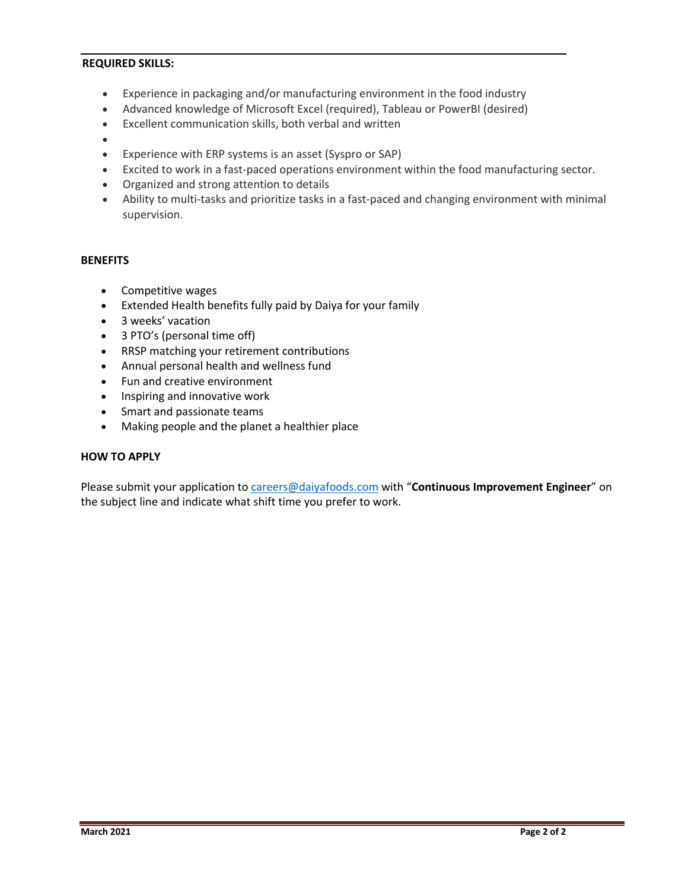**REQUIRED SKILLS:**

- Experience in packaging and/or manufacturing environment in the food industry
- Advanced knowledge of Microsoft Excel (required), Tableau or PowerBI (desired)
- Excellent communication skills, both verbal and written
- 
- Experience with ERP systems is an asset (Syspro or SAP)
- Excited to work in a fast-paced operations environment within the food manufacturing sector.
- Organized and strong attention to details
- Ability to multi-tasks and prioritize tasks in a fast-paced and changing environment with minimal supervision.

**BENEFITS**

- Competitive wages
- Extended Health benefits fully paid by Daiya for your family
- 3 weeks' vacation
- 3 PTO's (personal time off)
- RRSP matching your retirement contributions
- Annual personal health and wellness fund
- Fun and creative environment
- Inspiring and innovative work
- Smart and passionate teams
- Making people and the planet a healthier place

**HOW TO APPLY**

Please submit your application to careers@daiyafoods.com with "**Continuous Improvement Engineer**" on the subject line and indicate what shift time you prefer to work.